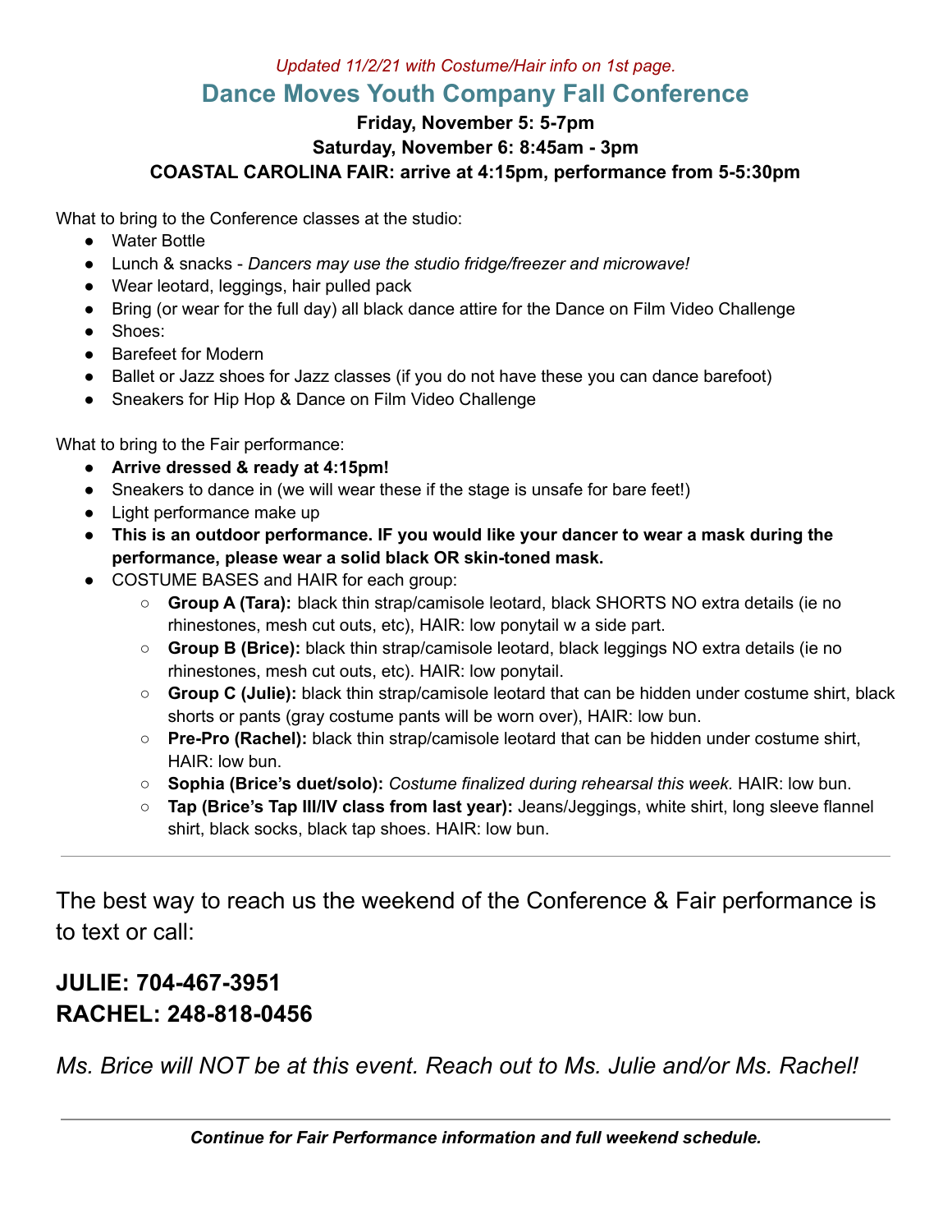*Updated 11/2/21 with Costume/Hair info on 1st page.*

# Dance Moves Youth Company Fall Conference

**Friday, November 5: 5-7pm**

**Saturday, November 6: 8:45am - 3pm**

**COASTAL CAROLINA FAIR: arrive at 4:15pm, performance from 5-5:30pm**

What to bring to the Conference classes at the studio:

- Water Bottle
- Lunch & snacks - *Dancers may use the studio fridge/freezer and microwave!*
- Wear leotard, leggings, hair pulled pack
- Bring (or wear for the full day) all black dance attire for the Dance on Film Video Challenge
- Shoes:
- Barefeet for Modern
- Ballet or Jazz shoes for Jazz classes (if you do not have these you can dance barefoot)
- Sneakers for Hip Hop & Dance on Film Video Challenge

What to bring to the Fair performance:

- **Arrive dressed & ready at 4:15pm!**
- Sneakers to dance in (we will wear these if the stage is unsafe for bare feet!)
- Light performance make up
- **This is an outdoor performance. IF you would like your dancer to wear a mask during the performance, please wear a solid black OR skin-toned mask.**
- COSTUME BASES and HAIR for each group:
    - **Group A (Tara):** black thin strap/camisole leotard, black SHORTS NO extra details (ie no rhinestones, mesh cut outs, etc), HAIR: low ponytail w a side part.
    - **Group B (Brice):** black thin strap/camisole leotard, black leggings NO extra details (ie no rhinestones, mesh cut outs, etc). HAIR: low ponytail.
    - **Group C (Julie):** black thin strap/camisole leotard that can be hidden under costume shirt, black shorts or pants (gray costume pants will be worn over), HAIR: low bun.
    - **Pre-Pro (Rachel):** black thin strap/camisole leotard that can be hidden under costume shirt, HAIR: low bun.
    - **Sophia (Brice's duet/solo):** *Costume finalized during rehearsal this week.* HAIR: low bun.
    - **Tap (Brice's Tap III/IV class from last year):** Jeans/Jeggings, white shirt, long sleeve flannel shirt, black socks, black tap shoes. HAIR: low bun.

---

The best way to reach us the weekend of the Conference & Fair performance is to text or call:

## JULIE: 704-467-3951
## RACHEL: 248-818-0456

*Ms. Brice will NOT be at this event. Reach out to Ms. Julie and/or Ms. Rachel!*

---

***Continue for Fair Performance information and full weekend schedule.***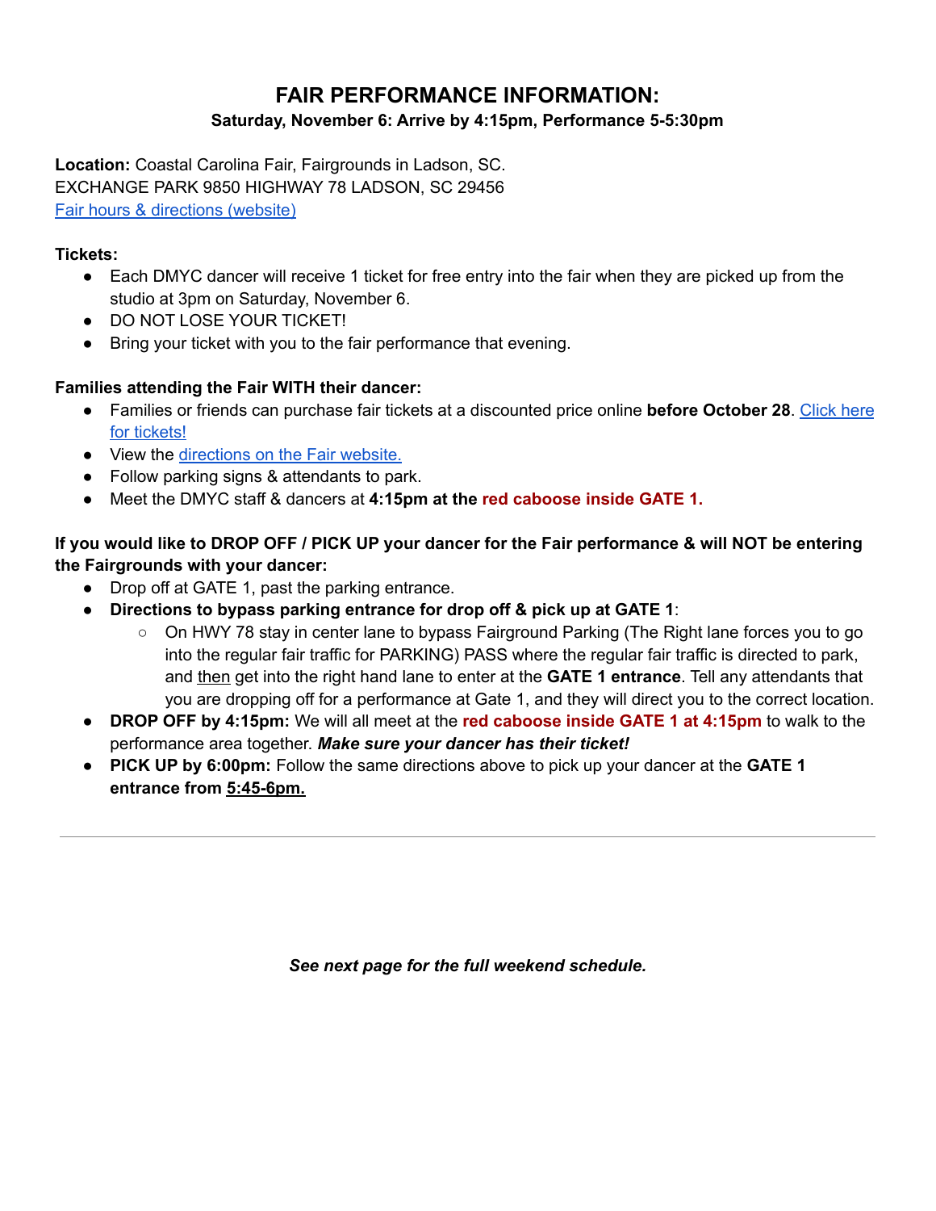# FAIR PERFORMANCE INFORMATION:

**Saturday, November 6: Arrive by 4:15pm, Performance 5-5:30pm**

**Location:** Coastal Carolina Fair, Fairgrounds in Ladson, SC.
EXCHANGE PARK 9850 HIGHWAY 78 LADSON, SC 29456
[Fair hours & directions (website)]

**Tickets:**

- Each DMYC dancer will receive 1 ticket for free entry into the fair when they are picked up from the studio at 3pm on Saturday, November 6.
- DO NOT LOSE YOUR TICKET!
- Bring your ticket with you to the fair performance that evening.

**Families attending the Fair WITH their dancer:**

- Families or friends can purchase fair tickets at a discounted price online **before October 28**. [Click here for tickets!]
- View the [directions on the Fair website.]
- Follow parking signs & attendants to park.
- Meet the DMYC staff & dancers at **4:15pm at the red caboose inside GATE 1.**

**If you would like to DROP OFF / PICK UP your dancer for the Fair performance & will NOT be entering the Fairgrounds with your dancer:**

- Drop off at GATE 1, past the parking entrance.
- **Directions to bypass parking entrance for drop off & pick up at GATE 1**:
  - On HWY 78 stay in center lane to bypass Fairground Parking (The Right lane forces you to go into the regular fair traffic for PARKING) PASS where the regular fair traffic is directed to park, and then get into the right hand lane to enter at the **GATE 1 entrance**. Tell any attendants that you are dropping off for a performance at Gate 1, and they will direct you to the correct location.
- **DROP OFF by 4:15pm:** We will all meet at the **red caboose inside GATE 1 at 4:15pm** to walk to the performance area together. ***Make sure your dancer has their ticket!***
- **PICK UP by 6:00pm:** Follow the same directions above to pick up your dancer at the **GATE 1 entrance from 5:45-6pm.**

---

***See next page for the full weekend schedule.***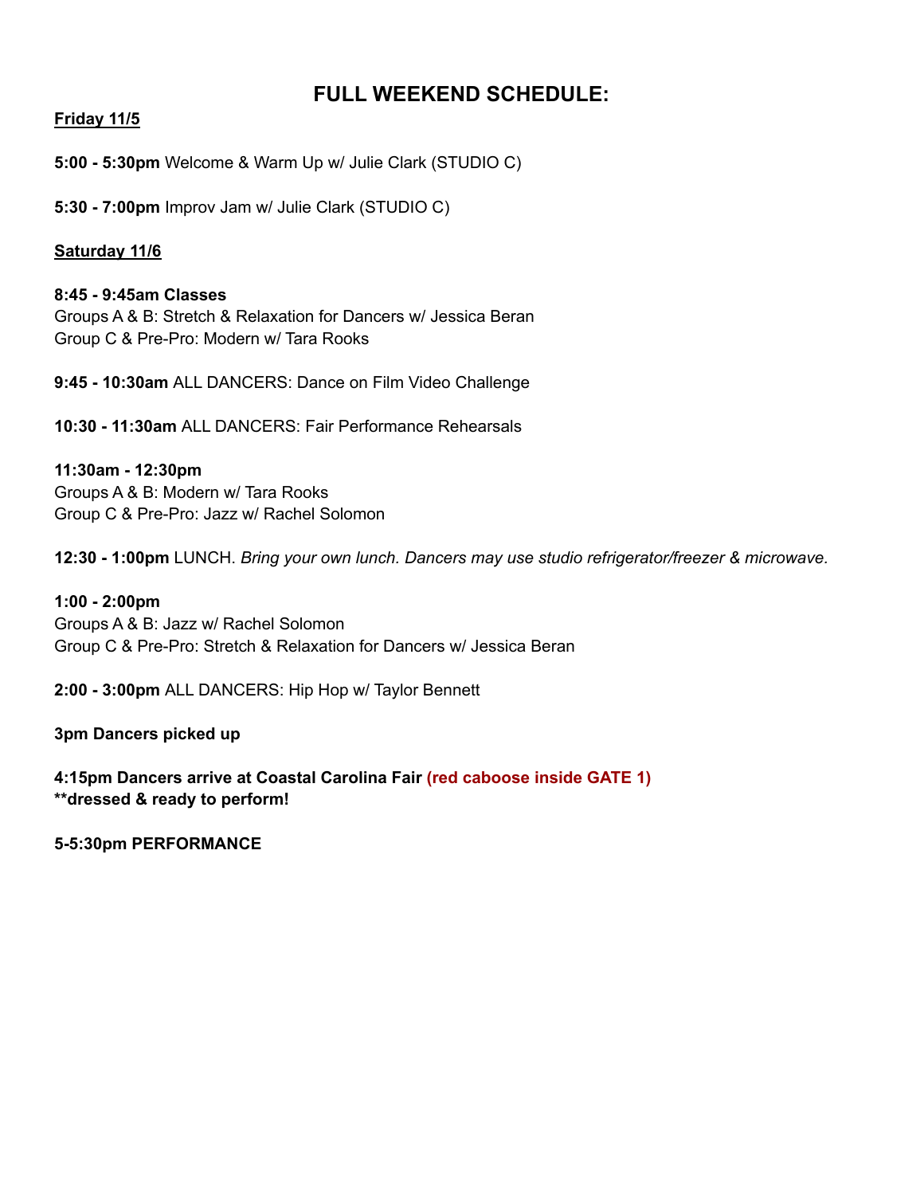# FULL WEEKEND SCHEDULE:

**Friday 11/5**

**5:00 - 5:30pm** Welcome & Warm Up w/ Julie Clark (STUDIO C)

**5:30 - 7:00pm** Improv Jam w/ Julie Clark (STUDIO C)

**Saturday 11/6**

**8:45 - 9:45am Classes**
Groups A & B: Stretch & Relaxation for Dancers w/ Jessica Beran
Group C & Pre-Pro: Modern w/ Tara Rooks

**9:45 - 10:30am** ALL DANCERS: Dance on Film Video Challenge

**10:30 - 11:30am** ALL DANCERS: Fair Performance Rehearsals

**11:30am - 12:30pm**
Groups A & B: Modern w/ Tara Rooks
Group C & Pre-Pro: Jazz w/ Rachel Solomon

**12:30 - 1:00pm** LUNCH. *Bring your own lunch. Dancers may use studio refrigerator/freezer & microwave.*

**1:00 - 2:00pm**
Groups A & B: Jazz w/ Rachel Solomon
Group C & Pre-Pro: Stretch & Relaxation for Dancers w/ Jessica Beran

**2:00 - 3:00pm** ALL DANCERS: Hip Hop w/ Taylor Bennett

**3pm Dancers picked up**

**4:15pm Dancers arrive at Coastal Carolina Fair (red caboose inside GATE 1)**
**\*\*dressed & ready to perform!**

**5-5:30pm PERFORMANCE**